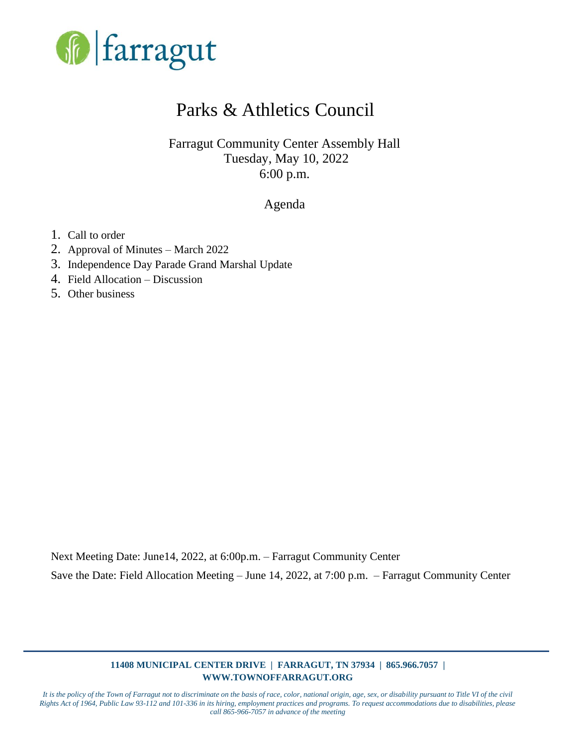farragut

# Parks & Athletics Council

Farragut Community Center Assembly Hall
Tuesday, May 10, 2022
6:00 p.m.

## Agenda

1. Call to order
2. Approval of Minutes – March 2022
3. Independence Day Parade Grand Marshal Update
4. Field Allocation – Discussion
5. Other business

Next Meeting Date: June14, 2022, at 6:00p.m. – Farragut Community Center

Save the Date: Field Allocation Meeting – June 14, 2022, at 7:00 p.m. – Farragut Community Center

**11408 MUNICIPAL CENTER DRIVE | FARRAGUT, TN 37934 | 865.966.7057 | WWW.TOWNOFFARRAGUT.ORG**

*It is the policy of the Town of Farragut not to discriminate on the basis of race, color, national origin, age, sex, or disability pursuant to Title VI of the civil Rights Act of 1964, Public Law 93-112 and 101-336 in its hiring, employment practices and programs. To request accommodations due to disabilities, please call 865-966-7057 in advance of the meeting*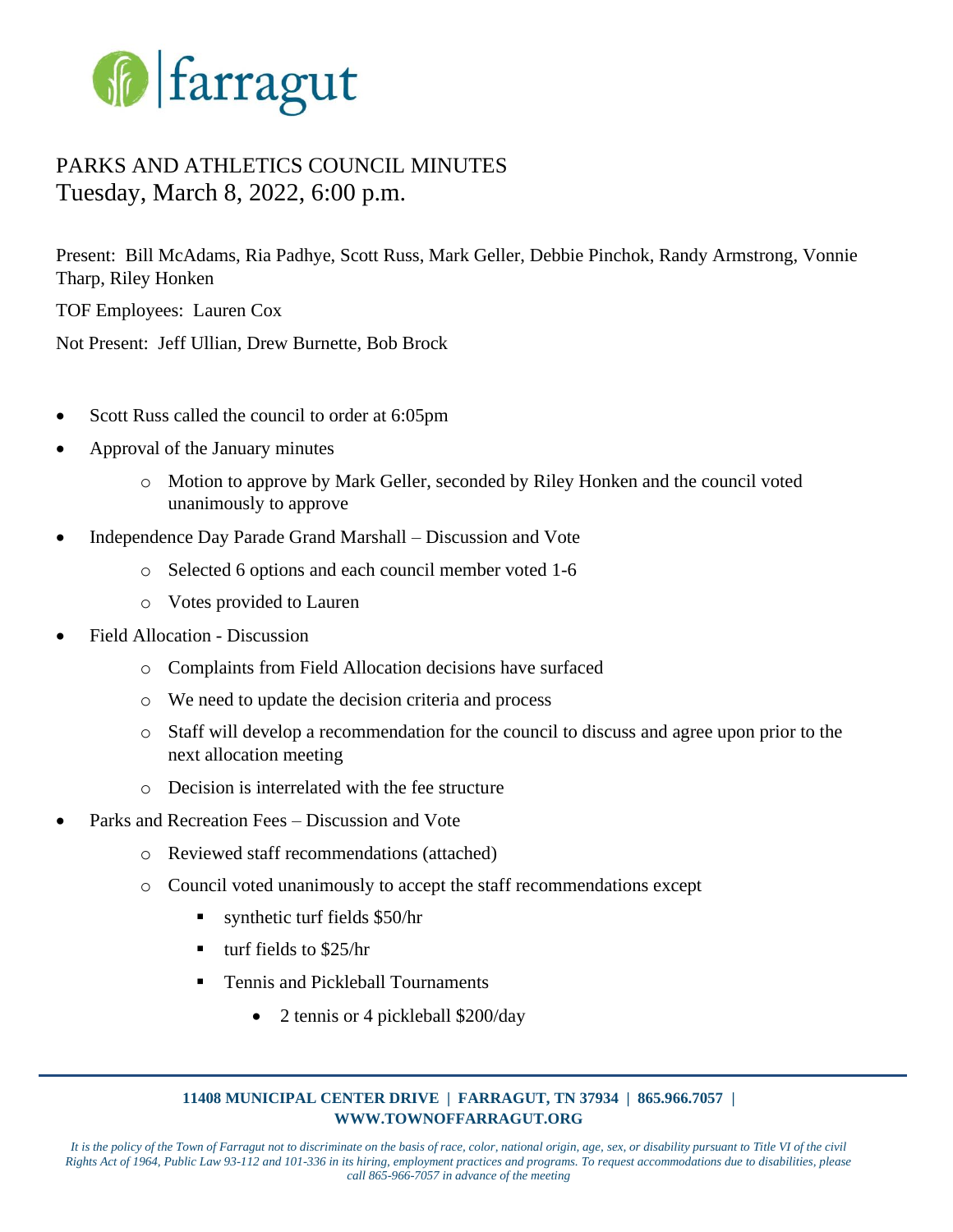farragut

# PARKS AND ATHLETICS COUNCIL MINUTES

## Tuesday, March 8, 2022, 6:00 p.m.

Present: Bill McAdams, Ria Padhye, Scott Russ, Mark Geller, Debbie Pinchok, Randy Armstrong, Vonnie Tharp, Riley Honken

TOF Employees: Lauren Cox

Not Present: Jeff Ullian, Drew Burnette, Bob Brock

- Scott Russ called the council to order at 6:05pm
- Approval of the January minutes
  - Motion to approve by Mark Geller, seconded by Riley Honken and the council voted unanimously to approve
- Independence Day Parade Grand Marshall – Discussion and Vote
  - Selected 6 options and each council member voted 1-6
  - Votes provided to Lauren
- Field Allocation - Discussion
  - Complaints from Field Allocation decisions have surfaced
  - We need to update the decision criteria and process
  - Staff will develop a recommendation for the council to discuss and agree upon prior to the next allocation meeting
  - Decision is interrelated with the fee structure
- Parks and Recreation Fees – Discussion and Vote
  - Reviewed staff recommendations (attached)
  - Council voted unanimously to accept the staff recommendations except
    - synthetic turf fields $50/hr
    - turf fields to $25/hr
    - Tennis and Pickleball Tournaments
      - 2 tennis or 4 pickleball $200/day

**11408 MUNICIPAL CENTER DRIVE | FARRAGUT, TN 37934 | 865.966.7057 | WWW.TOWNOFFARRAGUT.ORG**

*It is the policy of the Town of Farragut not to discriminate on the basis of race, color, national origin, age, sex, or disability pursuant to Title VI of the civil Rights Act of 1964, Public Law 93-112 and 101-336 in its hiring, employment practices and programs. To request accommodations due to disabilities, please call 865-966-7057 in advance of the meeting*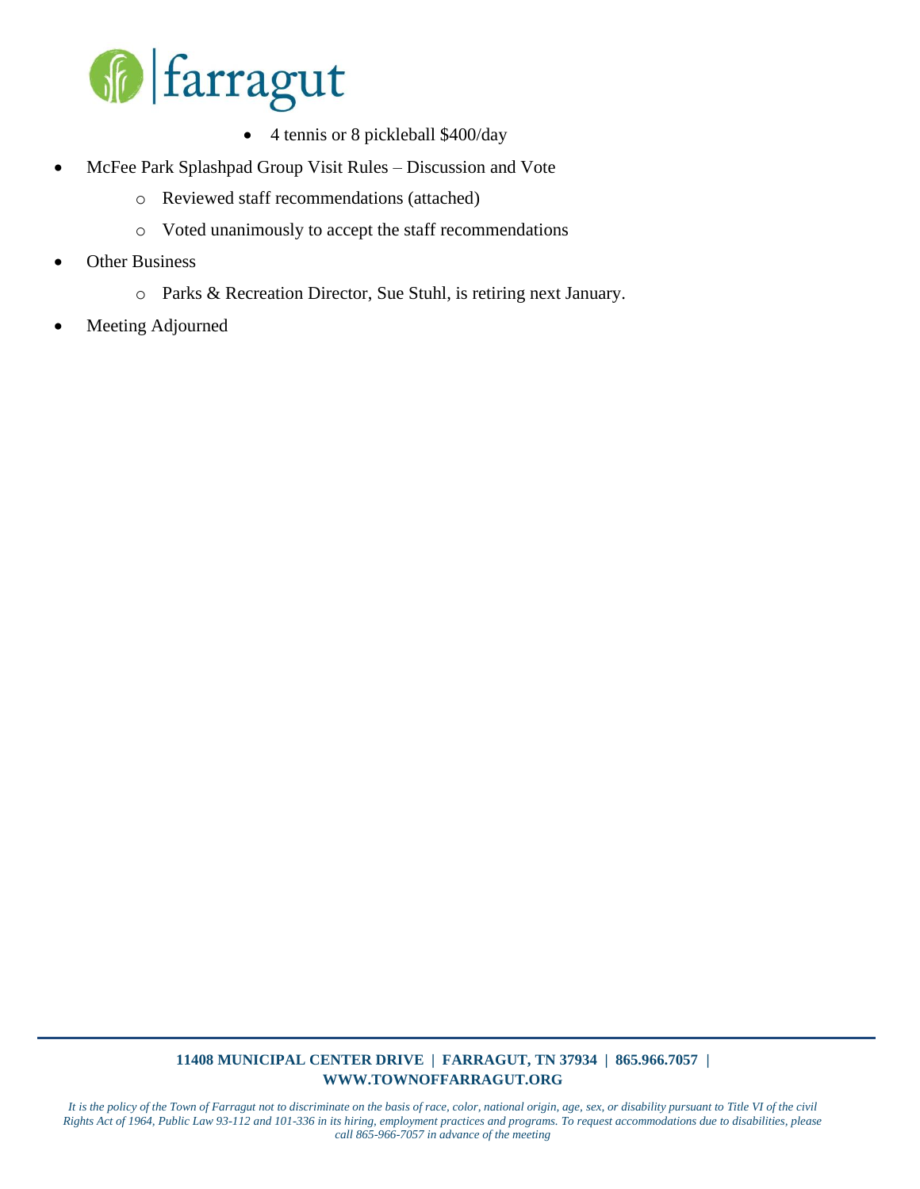- 4 tennis or 8 pickleball $400/day
- McFee Park Splashpad Group Visit Rules – Discussion and Vote
    - Reviewed staff recommendations (attached)
    - Voted unanimously to accept the staff recommendations
- Other Business
    - Parks & Recreation Director, Sue Stuhl, is retiring next January.
- Meeting Adjourned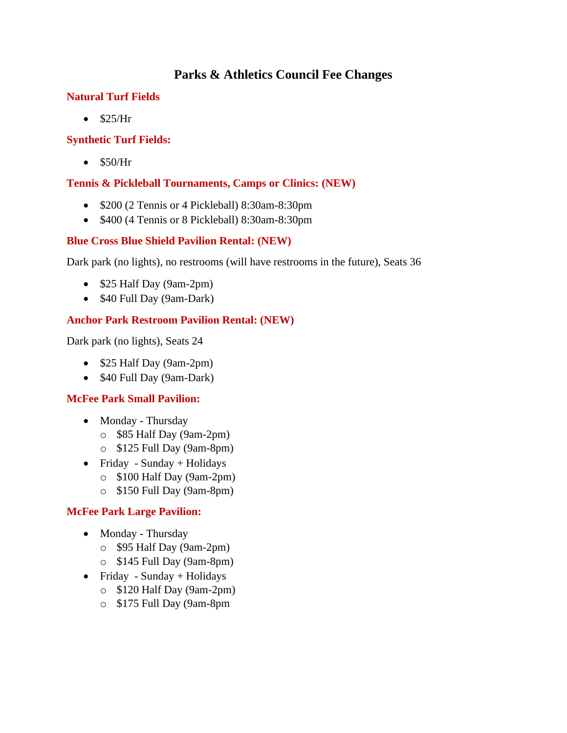# Parks & Athletics Council Fee Changes

## Natural Turf Fields

- $25/Hr

## Synthetic Turf Fields:

- $50/Hr

## Tennis & Pickleball Tournaments, Camps or Clinics: (NEW)

- $200 (2 Tennis or 4 Pickleball) 8:30am-8:30pm
- $400 (4 Tennis or 8 Pickleball) 8:30am-8:30pm

## Blue Cross Blue Shield Pavilion Rental: (NEW)

Dark park (no lights), no restrooms (will have restrooms in the future), Seats 36

- $25 Half Day (9am-2pm)
- $40 Full Day (9am-Dark)

## Anchor Park Restroom Pavilion Rental: (NEW)

Dark park (no lights), Seats 24

- $25 Half Day (9am-2pm)
- $40 Full Day (9am-Dark)

## McFee Park Small Pavilion:

- Monday - Thursday
  - $85 Half Day (9am-2pm)
  - $125 Full Day (9am-8pm)
- Friday - Sunday + Holidays
  - $100 Half Day (9am-2pm)
  - $150 Full Day (9am-8pm)

## McFee Park Large Pavilion:

- Monday - Thursday
  - $95 Half Day (9am-2pm)
  - $145 Full Day (9am-8pm)
- Friday - Sunday + Holidays
  - $120 Half Day (9am-2pm)
  - $175 Full Day (9am-8pm